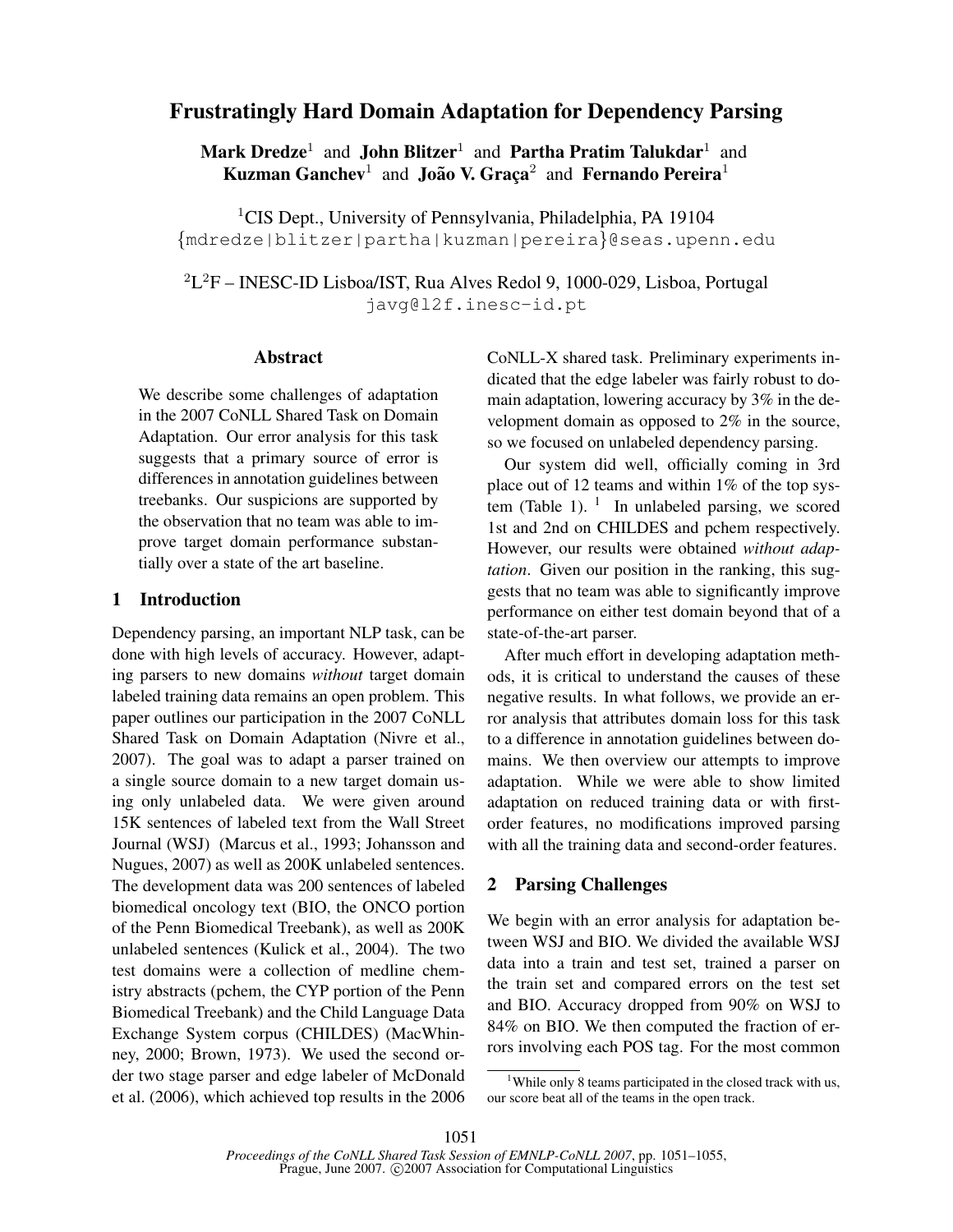# Frustratingly Hard Domain Adaptation for Dependency Parsing

**Mark Dredze**[1] and **John Blitzer**[1] and **Partha Pratim Talukdar**[1] and **Kuzman Ganchev**[1] and **João V. Graça**[2] and **Fernando Pereira**[1]

[1]CIS Dept., University of Pennsylvania, Philadelphia, PA 19104
{mdredze|blitzer|partha|kuzman|pereira}@seas.upenn.edu

[2]L[2]F – INESC-ID Lisboa/IST, Rua Alves Redol 9, 1000-029, Lisboa, Portugal
javg@l2f.inesc-id.pt

## Abstract

We describe some challenges of adaptation in the 2007 CoNLL Shared Task on Domain Adaptation. Our error analysis for this task suggests that a primary source of error is differences in annotation guidelines between treebanks. Our suspicions are supported by the observation that no team was able to improve target domain performance substantially over a state of the art baseline.

## 1 Introduction

Dependency parsing, an important NLP task, can be done with high levels of accuracy. However, adapting parsers to new domains *without* target domain labeled training data remains an open problem. This paper outlines our participation in the 2007 CoNLL Shared Task on Domain Adaptation (Nivre et al., 2007). The goal was to adapt a parser trained on a single source domain to a new target domain using only unlabeled data. We were given around 15K sentences of labeled text from the Wall Street Journal (WSJ) (Marcus et al., 1993; Johansson and Nugues, 2007) as well as 200K unlabeled sentences. The development data was 200 sentences of labeled biomedical oncology text (BIO, the ONCO portion of the Penn Biomedical Treebank), as well as 200K unlabeled sentences (Kulick et al., 2004). The two test domains were a collection of medline chemistry abstracts (pchem, the CYP portion of the Penn Biomedical Treebank) and the Child Language Data Exchange System corpus (CHILDES) (MacWhinney, 2000; Brown, 1973). We used the second order two stage parser and edge labeler of McDonald et al. (2006), which achieved top results in the 2006 CoNLL-X shared task. Preliminary experiments indicated that the edge labeler was fairly robust to domain adaptation, lowering accuracy by 3% in the development domain as opposed to 2% in the source, so we focused on unlabeled dependency parsing.

Our system did well, officially coming in 3rd place out of 12 teams and within 1% of the top system (Table 1). [1] In unlabeled parsing, we scored 1st and 2nd on CHILDES and pchem respectively. However, our results were obtained *without adaptation*. Given our position in the ranking, this suggests that no team was able to significantly improve performance on either test domain beyond that of a state-of-the-art parser.

After much effort in developing adaptation methods, it is critical to understand the causes of these negative results. In what follows, we provide an error analysis that attributes domain loss for this task to a difference in annotation guidelines between domains. We then overview our attempts to improve adaptation. While we were able to show limited adaptation on reduced training data or with first-order features, no modifications improved parsing with all the training data and second-order features.

## 2 Parsing Challenges

We begin with an error analysis for adaptation between WSJ and BIO. We divided the available WSJ data into a train and test set, trained a parser on the train set and compared errors on the test set and BIO. Accuracy dropped from 90% on WSJ to 84% on BIO. We then computed the fraction of errors involving each POS tag. For the most common

[1]While only 8 teams participated in the closed track with us, our score beat all of the teams in the open track.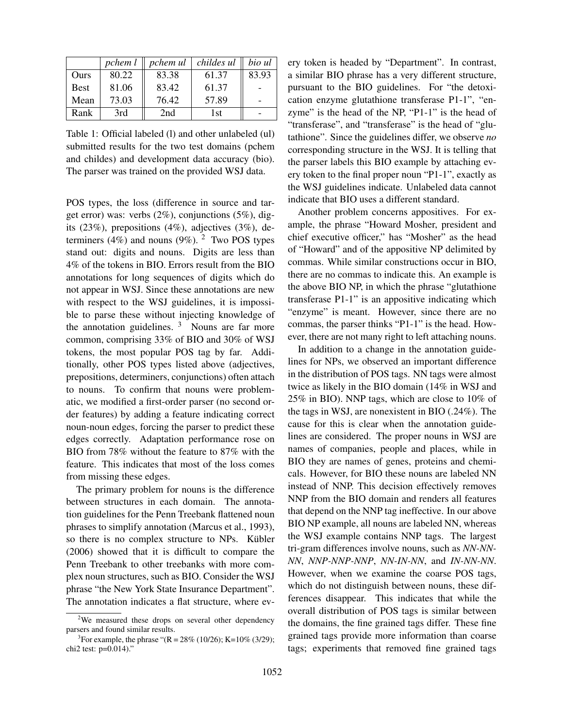|  | *pchem l* | *pchem ul* | *childes ul* | *bio ul* |
| --- | --- | --- | --- | --- |
| Ours | 80.22 | 83.38 | 61.37 | 83.93 |
| Best | 81.06 | 83.42 | 61.37 | - |
| Mean | 73.03 | 76.42 | 57.89 | - |
| Rank | 3rd | 2nd | 1st | - |

Table 1: Official labeled (l) and other unlabeled (ul) submitted results for the two test domains (pchem and childes) and development data accuracy (bio). The parser was trained on the provided WSJ data.

POS types, the loss (difference in source and target error) was: verbs (2%), conjunctions (5%), digits (23%), prepositions (4%), adjectives (3%), determiners (4%) and nouns (9%). [2] Two POS types stand out: digits and nouns. Digits are less than 4% of the tokens in BIO. Errors result from the BIO annotations for long sequences of digits which do not appear in WSJ. Since these annotations are new with respect to the WSJ guidelines, it is impossible to parse these without injecting knowledge of the annotation guidelines. [3] Nouns are far more common, comprising 33% of BIO and 30% of WSJ tokens, the most popular POS tag by far. Additionally, other POS types listed above (adjectives, prepositions, determiners, conjunctions) often attach to nouns. To confirm that nouns were problematic, we modified a first-order parser (no second order features) by adding a feature indicating correct noun-noun edges, forcing the parser to predict these edges correctly. Adaptation performance rose on BIO from 78% without the feature to 87% with the feature. This indicates that most of the loss comes from missing these edges.

The primary problem for nouns is the difference between structures in each domain. The annotation guidelines for the Penn Treebank flattened noun phrases to simplify annotation (Marcus et al., 1993), so there is no complex structure to NPs. Kübler (2006) showed that it is difficult to compare the Penn Treebank to other treebanks with more complex noun structures, such as BIO. Consider the WSJ phrase "the New York State Insurance Department". The annotation indicates a flat structure, where every token is headed by "Department". In contrast, a similar BIO phrase has a very different structure, pursuant to the BIO guidelines. For "the detoxication enzyme glutathione transferase P1-1", "enzyme" is the head of the NP, "P1-1" is the head of "transferase", and "transferase" is the head of "glutathione". Since the guidelines differ, we observe *no* corresponding structure in the WSJ. It is telling that the parser labels this BIO example by attaching every token to the final proper noun "P1-1", exactly as the WSJ guidelines indicate. Unlabeled data cannot indicate that BIO uses a different standard.

Another problem concerns appositives. For example, the phrase "Howard Mosher, president and chief executive officer," has "Mosher" as the head of "Howard" and of the appositive NP delimited by commas. While similar constructions occur in BIO, there are no commas to indicate this. An example is the above BIO NP, in which the phrase "glutathione transferase P1-1" is an appositive indicating which "enzyme" is meant. However, since there are no commas, the parser thinks "P1-1" is the head. However, there are not many right to left attaching nouns.

In addition to a change in the annotation guidelines for NPs, we observed an important difference in the distribution of POS tags. NN tags were almost twice as likely in the BIO domain (14% in WSJ and 25% in BIO). NNP tags, which are close to 10% of the tags in WSJ, are nonexistent in BIO (.24%). The cause for this is clear when the annotation guidelines are considered. The proper nouns in WSJ are names of companies, people and places, while in BIO they are names of genes, proteins and chemicals. However, for BIO these nouns are labeled NN instead of NNP. This decision effectively removes NNP from the BIO domain and renders all features that depend on the NNP tag ineffective. In our above BIO NP example, all nouns are labeled NN, whereas the WSJ example contains NNP tags. The largest tri-gram differences involve nouns, such as *NN-NN-NN*, *NNP-NNP-NNP*, *NN-IN-NN*, and *IN-NN-NN*. However, when we examine the coarse POS tags, which do not distinguish between nouns, these differences disappear. This indicates that while the overall distribution of POS tags is similar between the domains, the fine grained tags differ. These fine grained tags provide more information than coarse tags; experiments that removed fine grained tags

[2] We measured these drops on several other dependency parsers and found similar results.

[3] For example, the phrase "(R = 28% (10/26); K=10% (3/29); chi2 test: p=0.014)."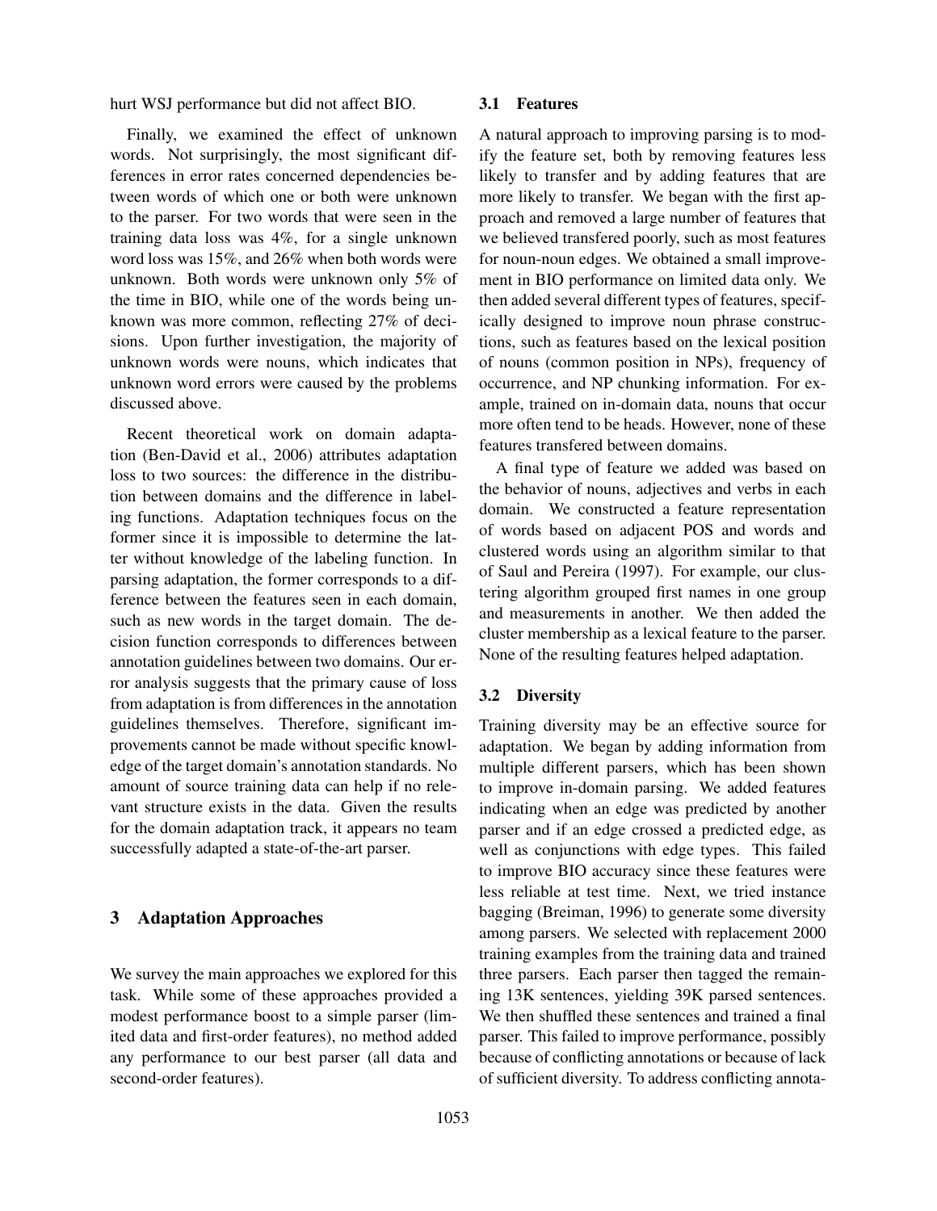hurt WSJ performance but did not affect BIO.

Finally, we examined the effect of unknown words. Not surprisingly, the most significant differences in error rates concerned dependencies between words of which one or both were unknown to the parser. For two words that were seen in the training data loss was 4%, for a single unknown word loss was 15%, and 26% when both words were unknown. Both words were unknown only 5% of the time in BIO, while one of the words being unknown was more common, reflecting 27% of decisions. Upon further investigation, the majority of unknown words were nouns, which indicates that unknown word errors were caused by the problems discussed above.

Recent theoretical work on domain adaptation (Ben-David et al., 2006) attributes adaptation loss to two sources: the difference in the distribution between domains and the difference in labeling functions. Adaptation techniques focus on the former since it is impossible to determine the latter without knowledge of the labeling function. In parsing adaptation, the former corresponds to a difference between the features seen in each domain, such as new words in the target domain. The decision function corresponds to differences between annotation guidelines between two domains. Our error analysis suggests that the primary cause of loss from adaptation is from differences in the annotation guidelines themselves. Therefore, significant improvements cannot be made without specific knowledge of the target domain's annotation standards. No amount of source training data can help if no relevant structure exists in the data. Given the results for the domain adaptation track, it appears no team successfully adapted a state-of-the-art parser.

## 3 Adaptation Approaches

We survey the main approaches we explored for this task. While some of these approaches provided a modest performance boost to a simple parser (limited data and first-order features), no method added any performance to our best parser (all data and second-order features).

### 3.1 Features

A natural approach to improving parsing is to modify the feature set, both by removing features less likely to transfer and by adding features that are more likely to transfer. We began with the first approach and removed a large number of features that we believed transfered poorly, such as most features for noun-noun edges. We obtained a small improvement in BIO performance on limited data only. We then added several different types of features, specifically designed to improve noun phrase constructions, such as features based on the lexical position of nouns (common position in NPs), frequency of occurrence, and NP chunking information. For example, trained on in-domain data, nouns that occur more often tend to be heads. However, none of these features transfered between domains.

A final type of feature we added was based on the behavior of nouns, adjectives and verbs in each domain. We constructed a feature representation of words based on adjacent POS and words and clustered words using an algorithm similar to that of Saul and Pereira (1997). For example, our clustering algorithm grouped first names in one group and measurements in another. We then added the cluster membership as a lexical feature to the parser. None of the resulting features helped adaptation.

### 3.2 Diversity

Training diversity may be an effective source for adaptation. We began by adding information from multiple different parsers, which has been shown to improve in-domain parsing. We added features indicating when an edge was predicted by another parser and if an edge crossed a predicted edge, as well as conjunctions with edge types. This failed to improve BIO accuracy since these features were less reliable at test time. Next, we tried instance bagging (Breiman, 1996) to generate some diversity among parsers. We selected with replacement 2000 training examples from the training data and trained three parsers. Each parser then tagged the remaining 13K sentences, yielding 39K parsed sentences. We then shuffled these sentences and trained a final parser. This failed to improve performance, possibly because of conflicting annotations or because of lack of sufficient diversity. To address conflicting annota-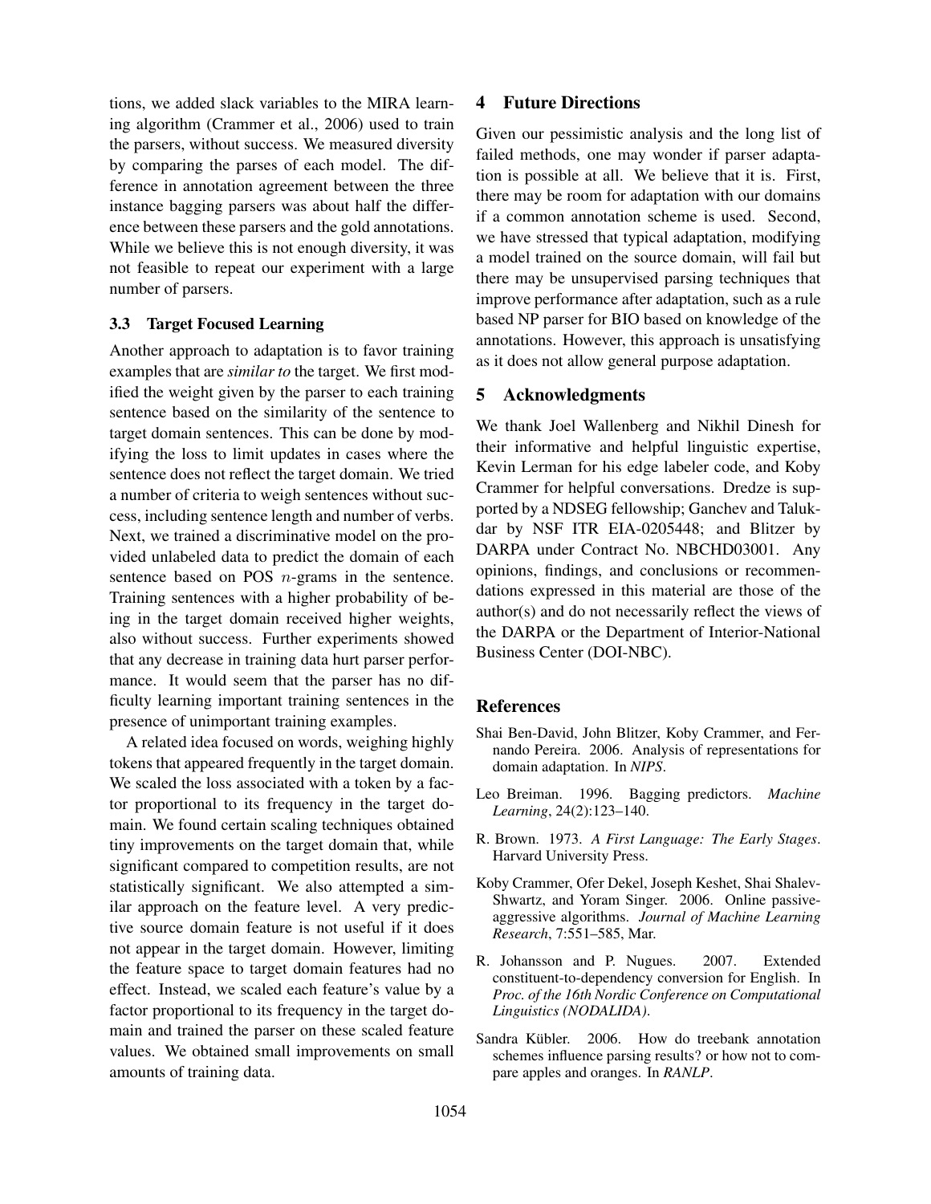tions, we added slack variables to the MIRA learning algorithm (Crammer et al., 2006) used to train the parsers, without success. We measured diversity by comparing the parses of each model. The difference in annotation agreement between the three instance bagging parsers was about half the difference between these parsers and the gold annotations. While we believe this is not enough diversity, it was not feasible to repeat our experiment with a large number of parsers.

### 3.3 Target Focused Learning

Another approach to adaptation is to favor training examples that are *similar to* the target. We first modified the weight given by the parser to each training sentence based on the similarity of the sentence to target domain sentences. This can be done by modifying the loss to limit updates in cases where the sentence does not reflect the target domain. We tried a number of criteria to weigh sentences without success, including sentence length and number of verbs. Next, we trained a discriminative model on the provided unlabeled data to predict the domain of each sentence based on POS $n$-grams in the sentence. Training sentences with a higher probability of being in the target domain received higher weights, also without success. Further experiments showed that any decrease in training data hurt parser performance. It would seem that the parser has no difficulty learning important training sentences in the presence of unimportant training examples.

A related idea focused on words, weighing highly tokens that appeared frequently in the target domain. We scaled the loss associated with a token by a factor proportional to its frequency in the target domain. We found certain scaling techniques obtained tiny improvements on the target domain that, while significant compared to competition results, are not statistically significant. We also attempted a similar approach on the feature level. A very predictive source domain feature is not useful if it does not appear in the target domain. However, limiting the feature space to target domain features had no effect. Instead, we scaled each feature's value by a factor proportional to its frequency in the target domain and trained the parser on these scaled feature values. We obtained small improvements on small amounts of training data.

## 4 Future Directions

Given our pessimistic analysis and the long list of failed methods, one may wonder if parser adaptation is possible at all. We believe that it is. First, there may be room for adaptation with our domains if a common annotation scheme is used. Second, we have stressed that typical adaptation, modifying a model trained on the source domain, will fail but there may be unsupervised parsing techniques that improve performance after adaptation, such as a rule based NP parser for BIO based on knowledge of the annotations. However, this approach is unsatisfying as it does not allow general purpose adaptation.

## 5 Acknowledgments

We thank Joel Wallenberg and Nikhil Dinesh for their informative and helpful linguistic expertise, Kevin Lerman for his edge labeler code, and Koby Crammer for helpful conversations. Dredze is supported by a NDSEG fellowship; Ganchev and Talukdar by NSF ITR EIA-0205448; and Blitzer by DARPA under Contract No. NBCHD03001. Any opinions, findings, and conclusions or recommendations expressed in this material are those of the author(s) and do not necessarily reflect the views of the DARPA or the Department of Interior-National Business Center (DOI-NBC).

## References

Shai Ben-David, John Blitzer, Koby Crammer, and Fernando Pereira. 2006. Analysis of representations for domain adaptation. In *NIPS*.

Leo Breiman. 1996. Bagging predictors. *Machine Learning*, 24(2):123–140.

R. Brown. 1973. *A First Language: The Early Stages*. Harvard University Press.

Koby Crammer, Ofer Dekel, Joseph Keshet, Shai Shalev-Shwartz, and Yoram Singer. 2006. Online passive-aggressive algorithms. *Journal of Machine Learning Research*, 7:551–585, Mar.

R. Johansson and P. Nugues. 2007. Extended constituent-to-dependency conversion for English. In *Proc. of the 16th Nordic Conference on Computational Linguistics (NODALIDA)*.

Sandra Kübler. 2006. How do treebank annotation schemes influence parsing results? or how not to compare apples and oranges. In *RANLP*.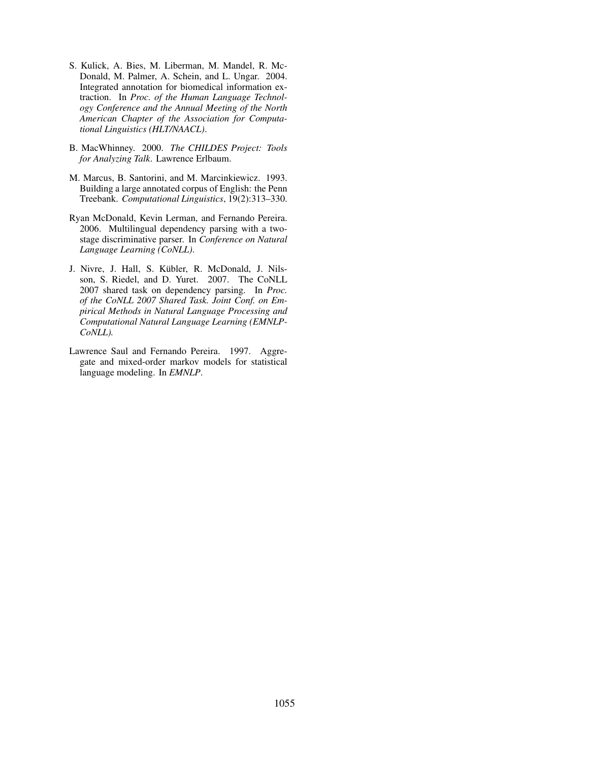S. Kulick, A. Bies, M. Liberman, M. Mandel, R. McDonald, M. Palmer, A. Schein, and L. Ungar. 2004. Integrated annotation for biomedical information extraction. In *Proc. of the Human Language Technology Conference and the Annual Meeting of the North American Chapter of the Association for Computational Linguistics (HLT/NAACL)*.

B. MacWhinney. 2000. *The CHILDES Project: Tools for Analyzing Talk*. Lawrence Erlbaum.

M. Marcus, B. Santorini, and M. Marcinkiewicz. 1993. Building a large annotated corpus of English: the Penn Treebank. *Computational Linguistics*, 19(2):313–330.

Ryan McDonald, Kevin Lerman, and Fernando Pereira. 2006. Multilingual dependency parsing with a two-stage discriminative parser. In *Conference on Natural Language Learning (CoNLL)*.

J. Nivre, J. Hall, S. Kübler, R. McDonald, J. Nilsson, S. Riedel, and D. Yuret. 2007. The CoNLL 2007 shared task on dependency parsing. In *Proc. of the CoNLL 2007 Shared Task. Joint Conf. on Empirical Methods in Natural Language Processing and Computational Natural Language Learning (EMNLP-CoNLL).*

Lawrence Saul and Fernando Pereira. 1997. Aggregate and mixed-order markov models for statistical language modeling. In *EMNLP*.